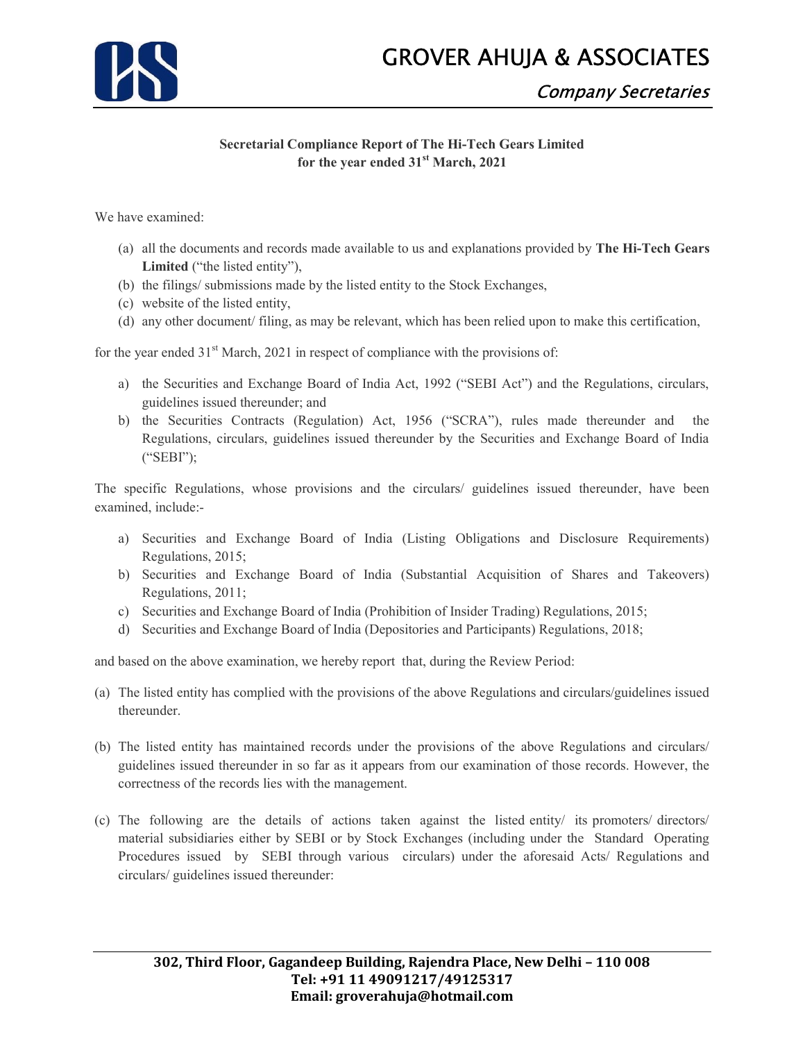# GROVER AHUJA & ASSOCIATES

*Company Secretaries*

**Secretarial Compliance Report of The Hi-Tech Gears Limited for the year ended 31st March, 2021**

We have examined:

(a) all the documents and records made available to us and explanations provided by **The Hi-Tech Gears Limited** ("the listed entity"),
(b) the filings/ submissions made by the listed entity to the Stock Exchanges,
(c) website of the listed entity,
(d) any other document/ filing, as may be relevant, which has been relied upon to make this certification,

for the year ended 31st March, 2021 in respect of compliance with the provisions of:

a) the Securities and Exchange Board of India Act, 1992 ("SEBI Act") and the Regulations, circulars, guidelines issued thereunder; and
b) the Securities Contracts (Regulation) Act, 1956 ("SCRA"), rules made thereunder and the Regulations, circulars, guidelines issued thereunder by the Securities and Exchange Board of India ("SEBI");

The specific Regulations, whose provisions and the circulars/ guidelines issued thereunder, have been examined, include:-

a) Securities and Exchange Board of India (Listing Obligations and Disclosure Requirements) Regulations, 2015;
b) Securities and Exchange Board of India (Substantial Acquisition of Shares and Takeovers) Regulations, 2011;
c) Securities and Exchange Board of India (Prohibition of Insider Trading) Regulations, 2015;
d) Securities and Exchange Board of India (Depositories and Participants) Regulations, 2018;

and based on the above examination, we hereby report that, during the Review Period:

(a) The listed entity has complied with the provisions of the above Regulations and circulars/guidelines issued thereunder.

(b) The listed entity has maintained records under the provisions of the above Regulations and circulars/ guidelines issued thereunder in so far as it appears from our examination of those records. However, the correctness of the records lies with the management.

(c) The following are the details of actions taken against the listed entity/ its promoters/ directors/ material subsidiaries either by SEBI or by Stock Exchanges (including under the Standard Operating Procedures issued by SEBI through various circulars) under the aforesaid Acts/ Regulations and circulars/ guidelines issued thereunder: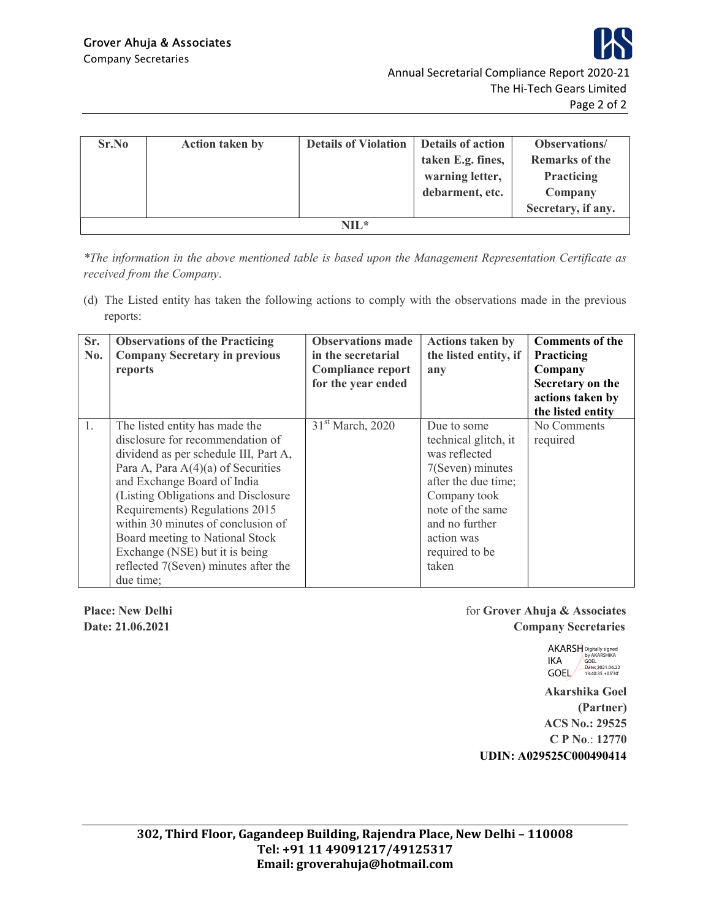| Sr.No | Action taken by | Details of Violation | Details of action taken E.g. fines, warning letter, debarment, etc. | Observations/ Remarks of the Practicing Company Secretary, if any. |
|---|---|---|---|---|
| NIL* | | | | |

*\*The information in the above mentioned table is based upon the Management Representation Certificate as received from the Company.*

(d) The Listed entity has taken the following actions to comply with the observations made in the previous reports:

| Sr. No. | Observations of the Practicing Company Secretary in previous reports | Observations made in the secretarial Compliance report for the year ended | Actions taken by the listed entity, if any | Comments of the Practicing Company Secretary on the actions taken by the listed entity |
|---|---|---|---|---|
| 1. | The listed entity has made the disclosure for recommendation of dividend as per schedule III, Part A, Para A, Para A(4)(a) of Securities and Exchange Board of India (Listing Obligations and Disclosure Requirements) Regulations 2015 within 30 minutes of conclusion of Board meeting to National Stock Exchange (NSE) but it is being reflected 7(Seven) minutes after the due time; | 31st March, 2020 | Due to some technical glitch, it was reflected 7(Seven) minutes after the due time; Company took note of the same and no further action was required to be taken | No Comments required |

**Place: New Delhi**
**Date: 21.06.2021**

for **Grover Ahuja & Associates**
**Company Secretaries**

AKARSHIKA GOEL Digitally signed by AKARSHIKA GOEL Date: 2021.06.22 13:40:35 +05'30'

**Akarshika Goel**
**(Partner)**
**ACS No.: 29525**
**C P No.: 12770**
**UDIN: A029525C000490414**